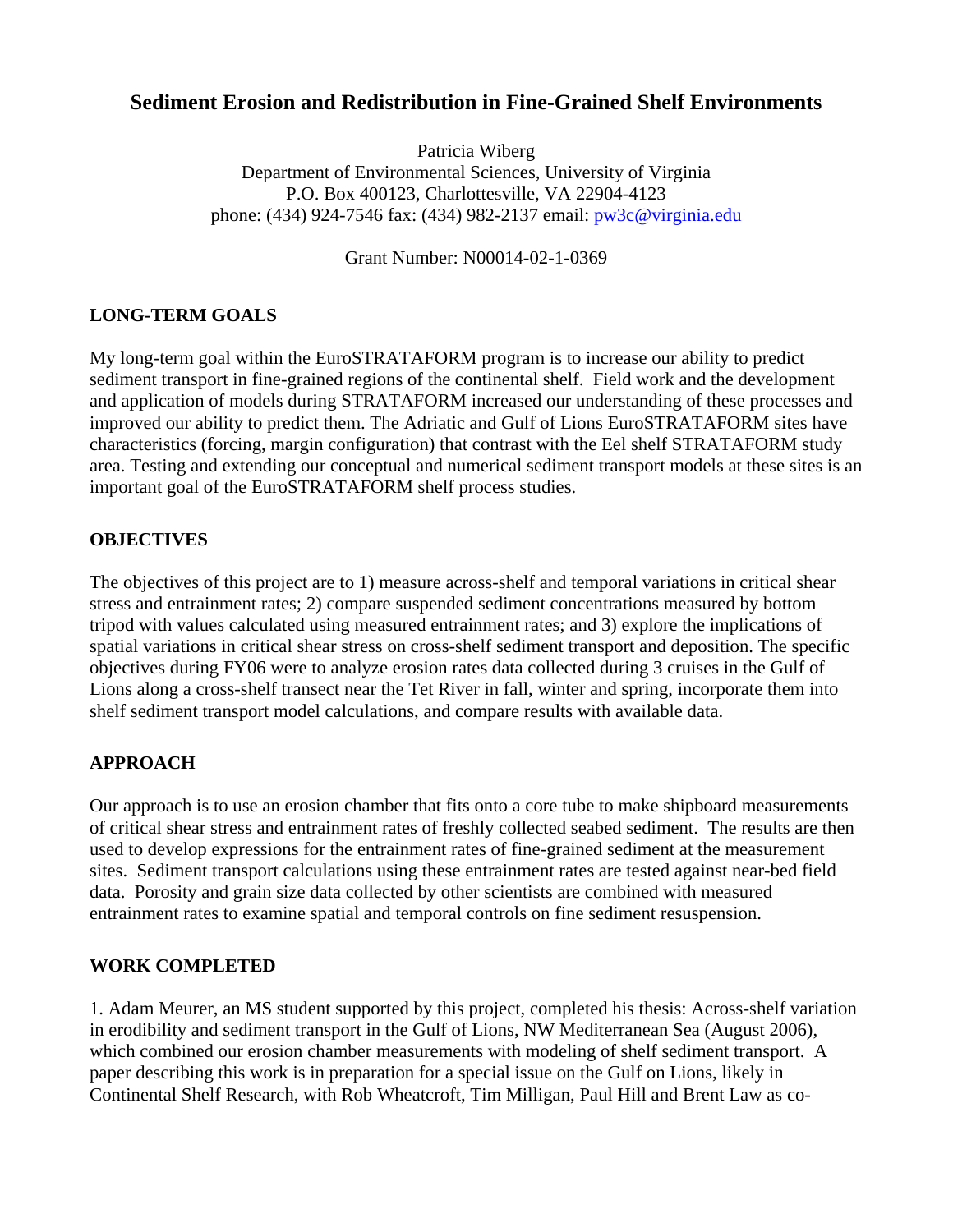# Sediment Erosion and Redistribution in Fine-Grained Shelf Environments

Patricia Wiberg
Department of Environmental Sciences, University of Virginia
P.O. Box 400123, Charlottesville, VA 22904-4123
phone: (434) 924-7546 fax: (434) 982-2137 email: pw3c@virginia.edu

Grant Number: N00014-02-1-0369

## LONG-TERM GOALS

My long-term goal within the EuroSTRATAFORM program is to increase our ability to predict sediment transport in fine-grained regions of the continental shelf. Field work and the development and application of models during STRATAFORM increased our understanding of these processes and improved our ability to predict them. The Adriatic and Gulf of Lions EuroSTRATAFORM sites have characteristics (forcing, margin configuration) that contrast with the Eel shelf STRATAFORM study area. Testing and extending our conceptual and numerical sediment transport models at these sites is an important goal of the EuroSTRATAFORM shelf process studies.

## OBJECTIVES

The objectives of this project are to 1) measure across-shelf and temporal variations in critical shear stress and entrainment rates; 2) compare suspended sediment concentrations measured by bottom tripod with values calculated using measured entrainment rates; and 3) explore the implications of spatial variations in critical shear stress on cross-shelf sediment transport and deposition. The specific objectives during FY06 were to analyze erosion rates data collected during 3 cruises in the Gulf of Lions along a cross-shelf transect near the Tet River in fall, winter and spring, incorporate them into shelf sediment transport model calculations, and compare results with available data.

## APPROACH

Our approach is to use an erosion chamber that fits onto a core tube to make shipboard measurements of critical shear stress and entrainment rates of freshly collected seabed sediment. The results are then used to develop expressions for the entrainment rates of fine-grained sediment at the measurement sites. Sediment transport calculations using these entrainment rates are tested against near-bed field data. Porosity and grain size data collected by other scientists are combined with measured entrainment rates to examine spatial and temporal controls on fine sediment resuspension.

## WORK COMPLETED

1. Adam Meurer, an MS student supported by this project, completed his thesis: Across-shelf variation in erodibility and sediment transport in the Gulf of Lions, NW Mediterranean Sea (August 2006), which combined our erosion chamber measurements with modeling of shelf sediment transport. A paper describing this work is in preparation for a special issue on the Gulf on Lions, likely in Continental Shelf Research, with Rob Wheatcroft, Tim Milligan, Paul Hill and Brent Law as co-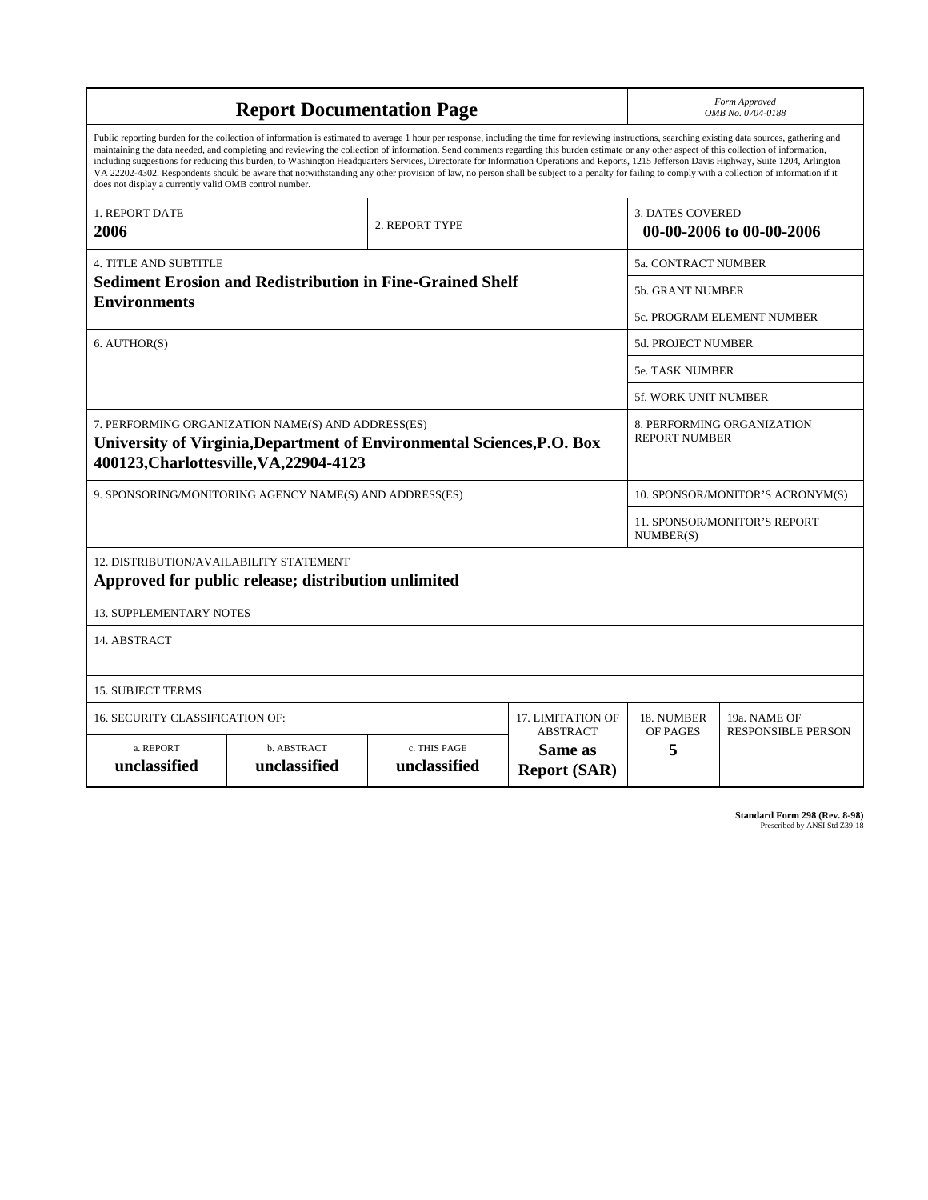# Report Documentation Page

*Form Approved*
*OMB No. 0704-0188*

Public reporting burden for the collection of information is estimated to average 1 hour per response, including the time for reviewing instructions, searching existing data sources, gathering and maintaining the data needed, and completing and reviewing the collection of information. Send comments regarding this burden estimate or any other aspect of this collection of information, including suggestions for reducing this burden, to Washington Headquarters Services, Directorate for Information Operations and Reports, 1215 Jefferson Davis Highway, Suite 1204, Arlington VA 22202-4302. Respondents should be aware that notwithstanding any other provision of law, no person shall be subject to a penalty for failing to comply with a collection of information if it does not display a currently valid OMB control number.

| 1. REPORT DATE | 2. REPORT TYPE | 3. DATES COVERED |
|---|---|---|
| **2006** | | **00-00-2006 to 00-00-2006** |

| 4. TITLE AND SUBTITLE | |
|---|---|
| **Sediment Erosion and Redistribution in Fine-Grained Shelf Environments** | 5a. CONTRACT NUMBER |
| | 5b. GRANT NUMBER |
| | 5c. PROGRAM ELEMENT NUMBER |
| 6. AUTHOR(S) | 5d. PROJECT NUMBER |
| | 5e. TASK NUMBER |
| | 5f. WORK UNIT NUMBER |
| 7. PERFORMING ORGANIZATION NAME(S) AND ADDRESS(ES) **University of Virginia,Department of Environmental Sciences,P.O. Box 400123,Charlottesville,VA,22904-4123** | 8. PERFORMING ORGANIZATION REPORT NUMBER |
| 9. SPONSORING/MONITORING AGENCY NAME(S) AND ADDRESS(ES) | 10. SPONSOR/MONITOR'S ACRONYM(S) |
| | 11. SPONSOR/MONITOR'S REPORT NUMBER(S) |

12. DISTRIBUTION/AVAILABILITY STATEMENT
**Approved for public release; distribution unlimited**

13. SUPPLEMENTARY NOTES

14. ABSTRACT

15. SUBJECT TERMS

| 16. SECURITY CLASSIFICATION OF: | | | 17. LIMITATION OF ABSTRACT | 18. NUMBER OF PAGES | 19a. NAME OF RESPONSIBLE PERSON |
|---|---|---|---|---|---|
| a. REPORT | b. ABSTRACT | c. THIS PAGE | | | |
| **unclassified** | **unclassified** | **unclassified** | **Same as Report (SAR)** | **5** | |

**Standard Form 298 (Rev. 8-98)**
Prescribed by ANSI Std Z39-18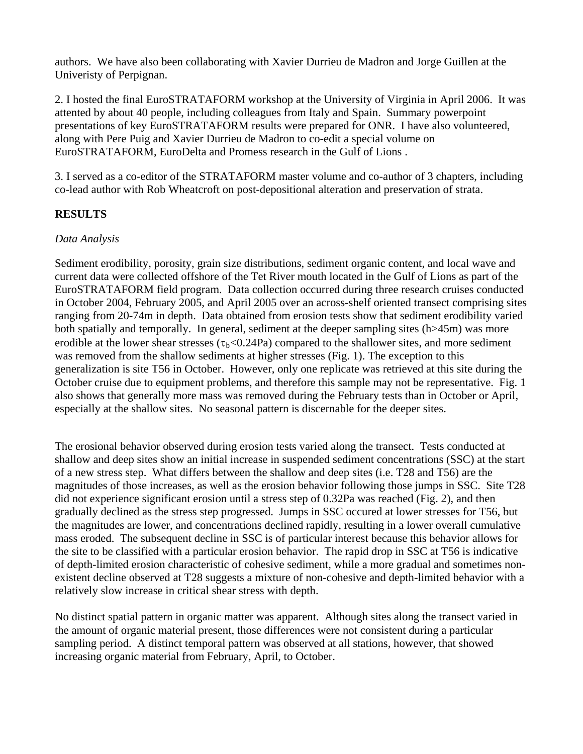authors. We have also been collaborating with Xavier Durrieu de Madron and Jorge Guillen at the Univeristy of Perpignan.

2. I hosted the final EuroSTRATAFORM workshop at the University of Virginia in April 2006. It was attented by about 40 people, including colleagues from Italy and Spain. Summary powerpoint presentations of key EuroSTRATAFORM results were prepared for ONR. I have also volunteered, along with Pere Puig and Xavier Durrieu de Madron to co-edit a special volume on EuroSTRATAFORM, EuroDelta and Promess research in the Gulf of Lions .

3. I served as a co-editor of the STRATAFORM master volume and co-author of 3 chapters, including co-lead author with Rob Wheatcroft on post-depositional alteration and preservation of strata.

## RESULTS

*Data Analysis*

Sediment erodibility, porosity, grain size distributions, sediment organic content, and local wave and current data were collected offshore of the Tet River mouth located in the Gulf of Lions as part of the EuroSTRATAFORM field program. Data collection occurred during three research cruises conducted in October 2004, February 2005, and April 2005 over an across-shelf oriented transect comprising sites ranging from 20-74m in depth. Data obtained from erosion tests show that sediment erodibility varied both spatially and temporally. In general, sediment at the deeper sampling sites (h>45m) was more erodible at the lower shear stresses ($\tau_b$<0.24Pa) compared to the shallower sites, and more sediment was removed from the shallow sediments at higher stresses (Fig. 1). The exception to this generalization is site T56 in October. However, only one replicate was retrieved at this site during the October cruise due to equipment problems, and therefore this sample may not be representative. Fig. 1 also shows that generally more mass was removed during the February tests than in October or April, especially at the shallow sites. No seasonal pattern is discernable for the deeper sites.

The erosional behavior observed during erosion tests varied along the transect. Tests conducted at shallow and deep sites show an initial increase in suspended sediment concentrations (SSC) at the start of a new stress step. What differs between the shallow and deep sites (i.e. T28 and T56) are the magnitudes of those increases, as well as the erosion behavior following those jumps in SSC. Site T28 did not experience significant erosion until a stress step of 0.32Pa was reached (Fig. 2), and then gradually declined as the stress step progressed. Jumps in SSC occured at lower stresses for T56, but the magnitudes are lower, and concentrations declined rapidly, resulting in a lower overall cumulative mass eroded. The subsequent decline in SSC is of particular interest because this behavior allows for the site to be classified with a particular erosion behavior. The rapid drop in SSC at T56 is indicative of depth-limited erosion characteristic of cohesive sediment, while a more gradual and sometimes non-existent decline observed at T28 suggests a mixture of non-cohesive and depth-limited behavior with a relatively slow increase in critical shear stress with depth.

No distinct spatial pattern in organic matter was apparent. Although sites along the transect varied in the amount of organic material present, those differences were not consistent during a particular sampling period. A distinct temporal pattern was observed at all stations, however, that showed increasing organic material from February, April, to October.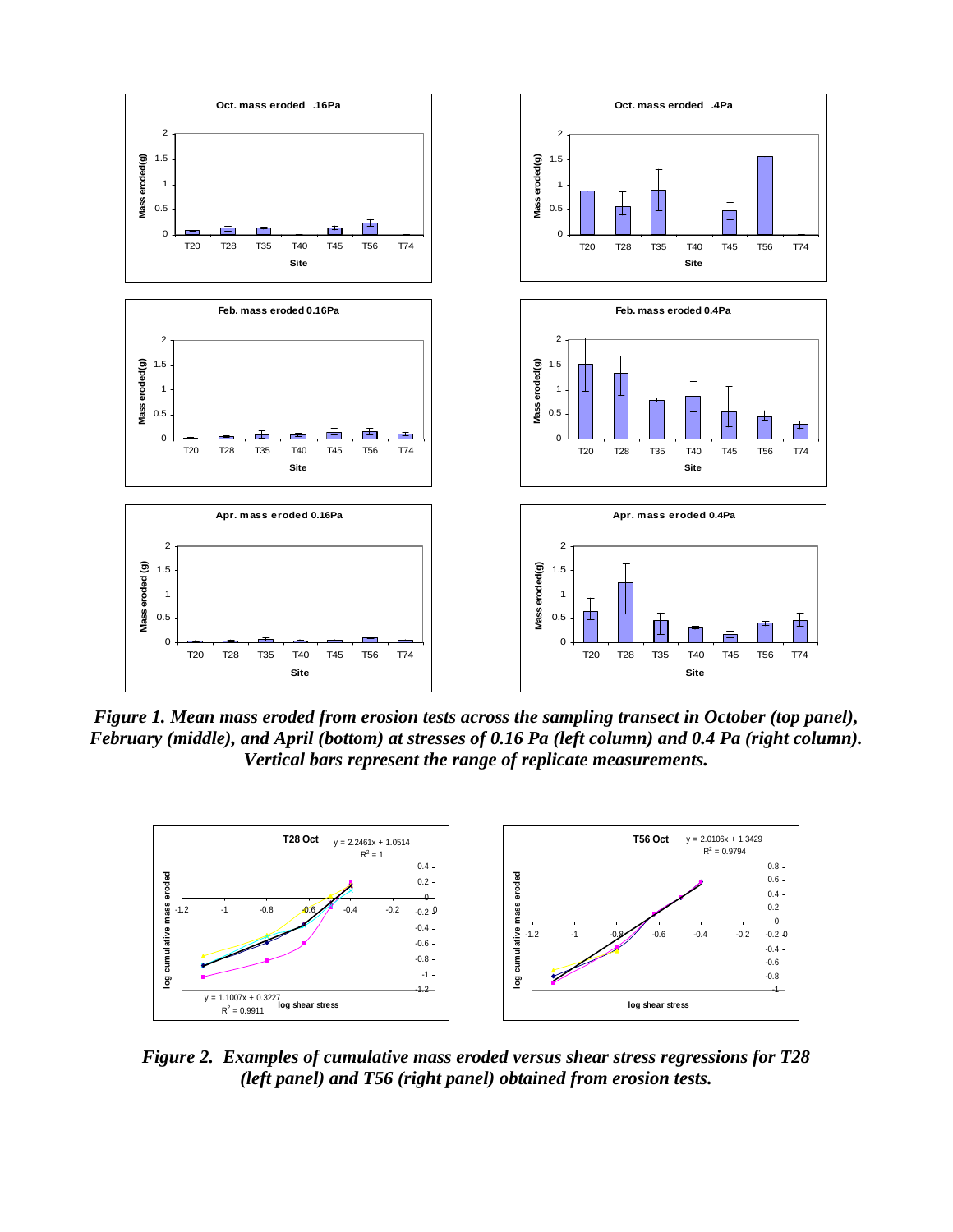*Figure 1. Mean mass eroded from erosion tests across the sampling transect in October (top panel), February (middle), and April (bottom) at stresses of 0.16 Pa (left column) and 0.4 Pa (right column). Vertical bars represent the range of replicate measurements.*

*Figure 2. Examples of cumulative mass eroded versus shear stress regressions for T28 (left panel) and T56 (right panel) obtained from erosion tests.*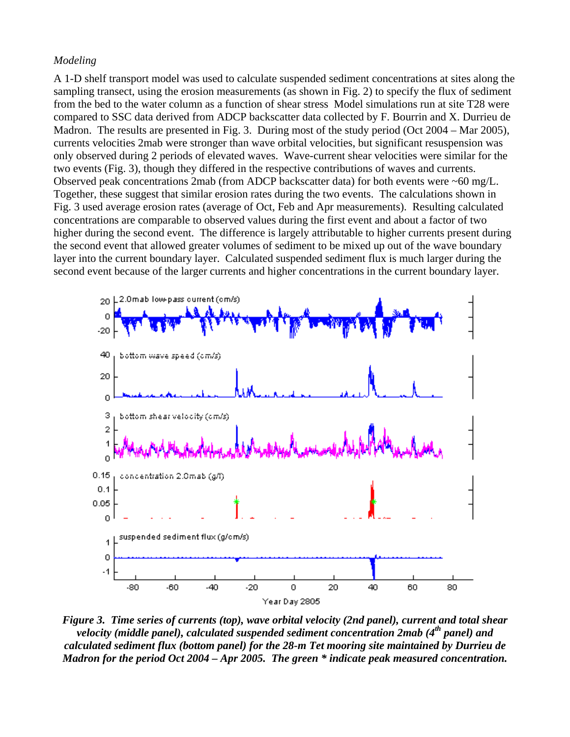*Modeling*

A 1-D shelf transport model was used to calculate suspended sediment concentrations at sites along the sampling transect, using the erosion measurements (as shown in Fig. 2) to specify the flux of sediment from the bed to the water column as a function of shear stress Model simulations run at site T28 were compared to SSC data derived from ADCP backscatter data collected by F. Bourrin and X. Durrieu de Madron. The results are presented in Fig. 3. During most of the study period (Oct 2004 – Mar 2005), currents velocities 2mab were stronger than wave orbital velocities, but significant resuspension was only observed during 2 periods of elevated waves. Wave-current shear velocities were similar for the two events (Fig. 3), though they differed in the respective contributions of waves and currents. Observed peak concentrations 2mab (from ADCP backscatter data) for both events were ~60 mg/L. Together, these suggest that similar erosion rates during the two events. The calculations shown in Fig. 3 used average erosion rates (average of Oct, Feb and Apr measurements). Resulting calculated concentrations are comparable to observed values during the first event and about a factor of two higher during the second event. The difference is largely attributable to higher currents present during the second event that allowed greater volumes of sediment to be mixed up out of the wave boundary layer into the current boundary layer. Calculated suspended sediment flux is much larger during the second event because of the larger currents and higher concentrations in the current boundary layer.

***Figure 3. Time series of currents (top), wave orbital velocity (2nd panel), current and total shear velocity (middle panel), calculated suspended sediment concentration 2mab (4[th] panel) and calculated sediment flux (bottom panel) for the 28-m Tet mooring site maintained by Durrieu de Madron for the period Oct 2004 – Apr 2005. The green * indicate peak measured concentration.***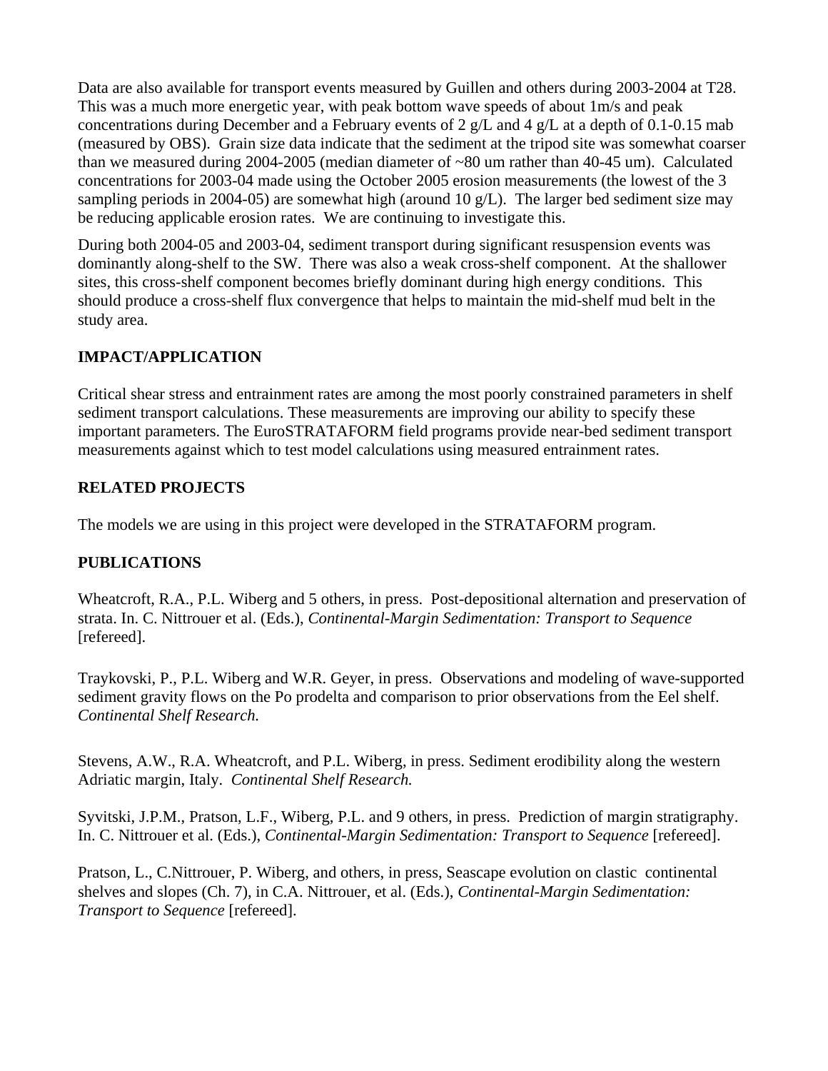Data are also available for transport events measured by Guillen and others during 2003-2004 at T28. This was a much more energetic year, with peak bottom wave speeds of about 1m/s and peak concentrations during December and a February events of 2 g/L and 4 g/L at a depth of 0.1-0.15 mab (measured by OBS). Grain size data indicate that the sediment at the tripod site was somewhat coarser than we measured during 2004-2005 (median diameter of ~80 um rather than 40-45 um). Calculated concentrations for 2003-04 made using the October 2005 erosion measurements (the lowest of the 3 sampling periods in 2004-05) are somewhat high (around 10 g/L). The larger bed sediment size may be reducing applicable erosion rates. We are continuing to investigate this.

During both 2004-05 and 2003-04, sediment transport during significant resuspension events was dominantly along-shelf to the SW. There was also a weak cross-shelf component. At the shallower sites, this cross-shelf component becomes briefly dominant during high energy conditions. This should produce a cross-shelf flux convergence that helps to maintain the mid-shelf mud belt in the study area.

## IMPACT/APPLICATION

Critical shear stress and entrainment rates are among the most poorly constrained parameters in shelf sediment transport calculations. These measurements are improving our ability to specify these important parameters. The EuroSTRATAFORM field programs provide near-bed sediment transport measurements against which to test model calculations using measured entrainment rates.

## RELATED PROJECTS

The models we are using in this project were developed in the STRATAFORM program.

## PUBLICATIONS

Wheatcroft, R.A., P.L. Wiberg and 5 others, in press. Post-depositional alternation and preservation of strata. In. C. Nittrouer et al. (Eds.), *Continental-Margin Sedimentation: Transport to Sequence* [refereed].

Traykovski, P., P.L. Wiberg and W.R. Geyer, in press. Observations and modeling of wave-supported sediment gravity flows on the Po prodelta and comparison to prior observations from the Eel shelf. *Continental Shelf Research.*

Stevens, A.W., R.A. Wheatcroft, and P.L. Wiberg, in press. Sediment erodibility along the western Adriatic margin, Italy. *Continental Shelf Research.*

Syvitski, J.P.M., Pratson, L.F., Wiberg, P.L. and 9 others, in press. Prediction of margin stratigraphy. In. C. Nittrouer et al. (Eds.), *Continental-Margin Sedimentation: Transport to Sequence* [refereed].

Pratson, L., C.Nittrouer, P. Wiberg, and others, in press, Seascape evolution on clastic continental shelves and slopes (Ch. 7), in C.A. Nittrouer, et al. (Eds.), *Continental-Margin Sedimentation: Transport to Sequence* [refereed].